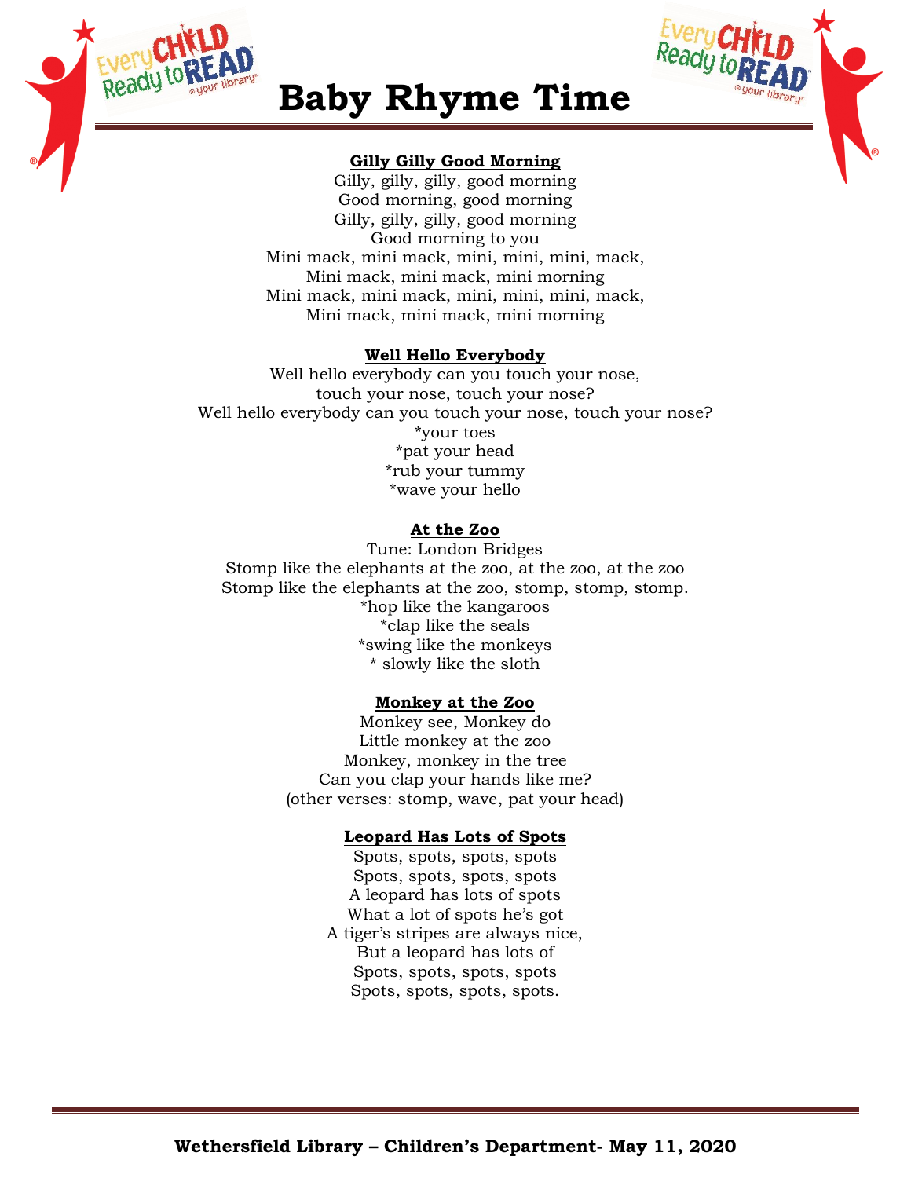# Baby Rhyme Time

## Gilly Gilly Good Morning

Gilly, gilly, gilly, good morning
Good morning, good morning
Gilly, gilly, gilly, good morning
Good morning to you
Mini mack, mini mack, mini, mini, mini, mack,
Mini mack, mini mack, mini morning
Mini mack, mini mack, mini, mini, mini, mack,
Mini mack, mini mack, mini morning

## Well Hello Everybody

Well hello everybody can you touch your nose,
touch your nose, touch your nose?
Well hello everybody can you touch your nose, touch your nose?
*your toes
*pat your head
*rub your tummy
*wave your hello

## At the Zoo

Tune: London Bridges
Stomp like the elephants at the zoo, at the zoo, at the zoo
Stomp like the elephants at the zoo, stomp, stomp, stomp.
*hop like the kangaroos
*clap like the seals
*swing like the monkeys
* slowly like the sloth

## Monkey at the Zoo

Monkey see, Monkey do
Little monkey at the zoo
Monkey, monkey in the tree
Can you clap your hands like me?
(other verses: stomp, wave, pat your head)

## Leopard Has Lots of Spots

Spots, spots, spots, spots
Spots, spots, spots, spots
A leopard has lots of spots
What a lot of spots he's got
A tiger's stripes are always nice,
But a leopard has lots of
Spots, spots, spots, spots
Spots, spots, spots, spots.

**Wethersfield Library – Children's Department- May 11, 2020**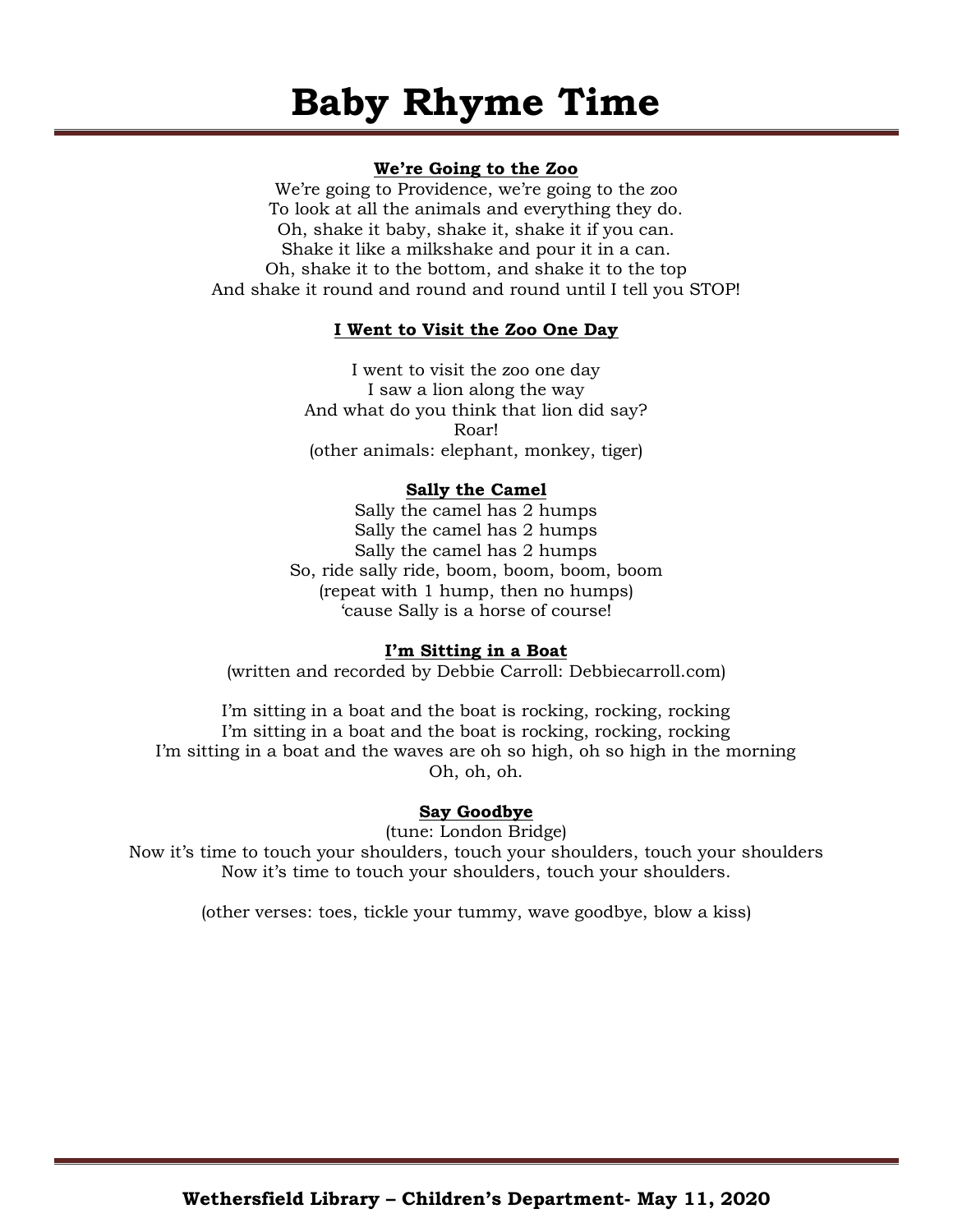# Baby Rhyme Time

**We're Going to the Zoo**

We're going to Providence, we're going to the zoo
To look at all the animals and everything they do.
Oh, shake it baby, shake it, shake it if you can.
Shake it like a milkshake and pour it in a can.
Oh, shake it to the bottom, and shake it to the top
And shake it round and round and round until I tell you STOP!

**I Went to Visit the Zoo One Day**

I went to visit the zoo one day
I saw a lion along the way
And what do you think that lion did say?
Roar!
(other animals: elephant, monkey, tiger)

**Sally the Camel**

Sally the camel has 2 humps
Sally the camel has 2 humps
Sally the camel has 2 humps
So, ride sally ride, boom, boom, boom, boom
(repeat with 1 hump, then no humps)
'cause Sally is a horse of course!

**I'm Sitting in a Boat**

(written and recorded by Debbie Carroll: Debbiecarroll.com)

I'm sitting in a boat and the boat is rocking, rocking, rocking
I'm sitting in a boat and the boat is rocking, rocking, rocking
I'm sitting in a boat and the waves are oh so high, oh so high in the morning
Oh, oh, oh.

**Say Goodbye**

(tune: London Bridge)
Now it's time to touch your shoulders, touch your shoulders, touch your shoulders
Now it's time to touch your shoulders, touch your shoulders.

(other verses: toes, tickle your tummy, wave goodbye, blow a kiss)

**Wethersfield Library – Children's Department- May 11, 2020**